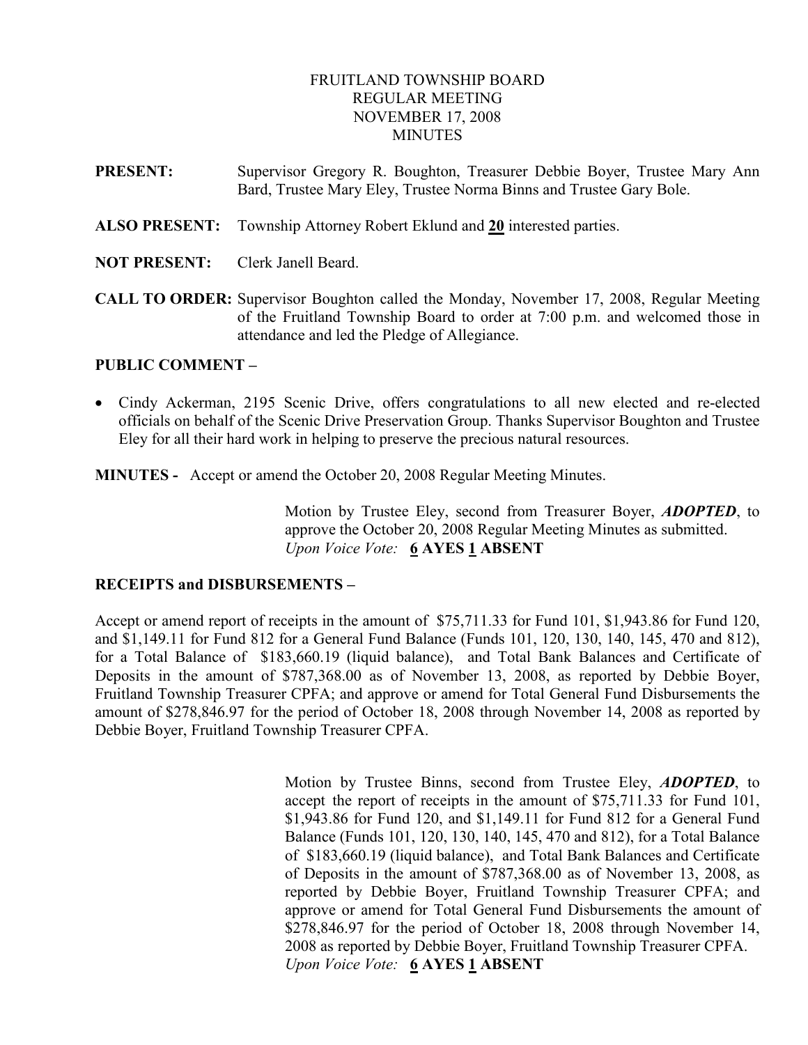# FRUITLAND TOWNSHIP BOARD
## REGULAR MEETING
## NOVEMBER 17, 2008
## MINUTES

**PRESENT:** Supervisor Gregory R. Boughton, Treasurer Debbie Boyer, Trustee Mary Ann Bard, Trustee Mary Eley, Trustee Norma Binns and Trustee Gary Bole.

**ALSO PRESENT:** Township Attorney Robert Eklund and **20** interested parties.

**NOT PRESENT:** Clerk Janell Beard.

**CALL TO ORDER:** Supervisor Boughton called the Monday, November 17, 2008, Regular Meeting of the Fruitland Township Board to order at 7:00 p.m. and welcomed those in attendance and led the Pledge of Allegiance.

**PUBLIC COMMENT –**

- Cindy Ackerman, 2195 Scenic Drive, offers congratulations to all new elected and re-elected officials on behalf of the Scenic Drive Preservation Group. Thanks Supervisor Boughton and Trustee Eley for all their hard work in helping to preserve the precious natural resources.

**MINUTES -** Accept or amend the October 20, 2008 Regular Meeting Minutes.

Motion by Trustee Eley, second from Treasurer Boyer, ***ADOPTED***, to approve the October 20, 2008 Regular Meeting Minutes as submitted.
*Upon Voice Vote:* **6 AYES 1 ABSENT**

**RECEIPTS and DISBURSEMENTS –**

Accept or amend report of receipts in the amount of $75,711.33 for Fund 101, $1,943.86 for Fund 120, and $1,149.11 for Fund 812 for a General Fund Balance (Funds 101, 120, 130, 140, 145, 470 and 812), for a Total Balance of $183,660.19 (liquid balance), and Total Bank Balances and Certificate of Deposits in the amount of $787,368.00 as of November 13, 2008, as reported by Debbie Boyer, Fruitland Township Treasurer CPFA; and approve or amend for Total General Fund Disbursements the amount of $278,846.97 for the period of October 18, 2008 through November 14, 2008 as reported by Debbie Boyer, Fruitland Township Treasurer CPFA.

Motion by Trustee Binns, second from Trustee Eley, ***ADOPTED***, to accept the report of receipts in the amount of $75,711.33 for Fund 101, $1,943.86 for Fund 120, and $1,149.11 for Fund 812 for a General Fund Balance (Funds 101, 120, 130, 140, 145, 470 and 812), for a Total Balance of $183,660.19 (liquid balance), and Total Bank Balances and Certificate of Deposits in the amount of $787,368.00 as of November 13, 2008, as reported by Debbie Boyer, Fruitland Township Treasurer CPFA; and approve or amend for Total General Fund Disbursements the amount of $278,846.97 for the period of October 18, 2008 through November 14, 2008 as reported by Debbie Boyer, Fruitland Township Treasurer CPFA.
*Upon Voice Vote:* **6 AYES 1 ABSENT**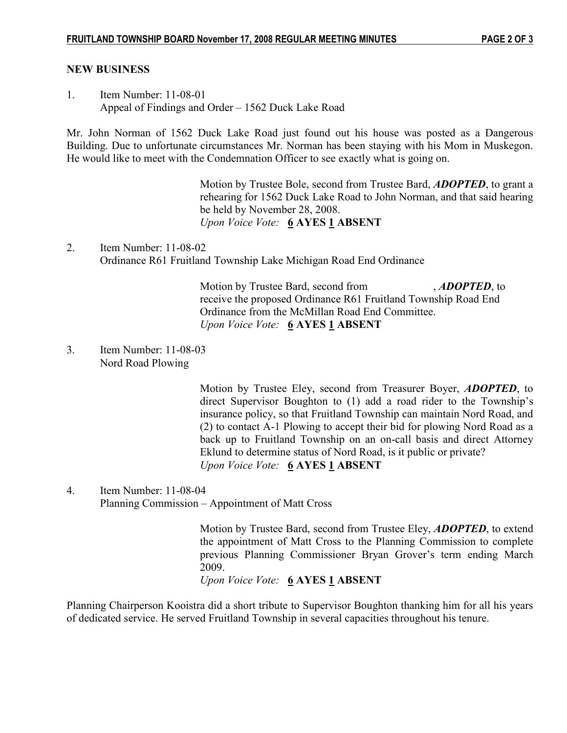## NEW BUSINESS

1. Item Number: 11-08-01
   Appeal of Findings and Order – 1562 Duck Lake Road

Mr. John Norman of 1562 Duck Lake Road just found out his house was posted as a Dangerous Building. Due to unfortunate circumstances Mr. Norman has been staying with his Mom in Muskegon. He would like to meet with the Condemnation Officer to see exactly what is going on.

> Motion by Trustee Bole, second from Trustee Bard, ***ADOPTED***, to grant a rehearing for 1562 Duck Lake Road to John Norman, and that said hearing be held by November 28, 2008.
> *Upon Voice Vote:* **6 AYES 1 ABSENT**

2. Item Number: 11-08-02
   Ordinance R61 Fruitland Township Lake Michigan Road End Ordinance

> Motion by Trustee Bard, second from , ***ADOPTED***, to receive the proposed Ordinance R61 Fruitland Township Road End Ordinance from the McMillan Road End Committee.
> *Upon Voice Vote:* **6 AYES 1 ABSENT**

3. Item Number: 11-08-03
   Nord Road Plowing

> Motion by Trustee Eley, second from Treasurer Boyer, ***ADOPTED***, to direct Supervisor Boughton to (1) add a road rider to the Township's insurance policy, so that Fruitland Township can maintain Nord Road, and (2) to contact A-1 Plowing to accept their bid for plowing Nord Road as a back up to Fruitland Township on an on-call basis and direct Attorney Eklund to determine status of Nord Road, is it public or private?
> *Upon Voice Vote:* **6 AYES 1 ABSENT**

4. Item Number: 11-08-04
   Planning Commission – Appointment of Matt Cross

> Motion by Trustee Bard, second from Trustee Eley, ***ADOPTED***, to extend the appointment of Matt Cross to the Planning Commission to complete previous Planning Commissioner Bryan Grover's term ending March 2009.
> *Upon Voice Vote:* **6 AYES 1 ABSENT**

Planning Chairperson Kooistra did a short tribute to Supervisor Boughton thanking him for all his years of dedicated service. He served Fruitland Township in several capacities throughout his tenure.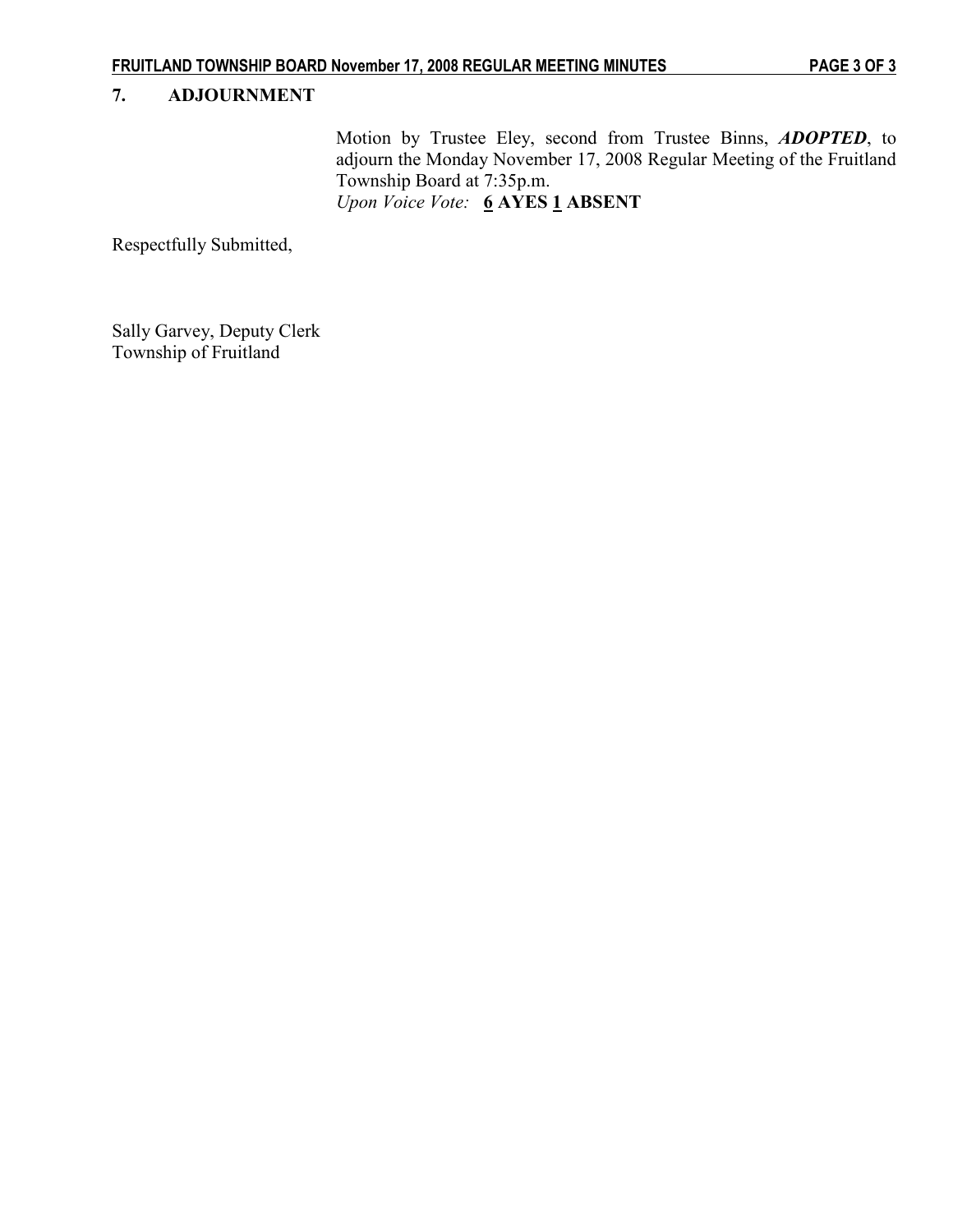## 7. ADJOURNMENT

Motion by Trustee Eley, second from Trustee Binns, ***ADOPTED***, to adjourn the Monday November 17, 2008 Regular Meeting of the Fruitland Township Board at 7:35p.m.
*Upon Voice Vote:* **6 AYES 1 ABSENT**

Respectfully Submitted,

Sally Garvey, Deputy Clerk
Township of Fruitland